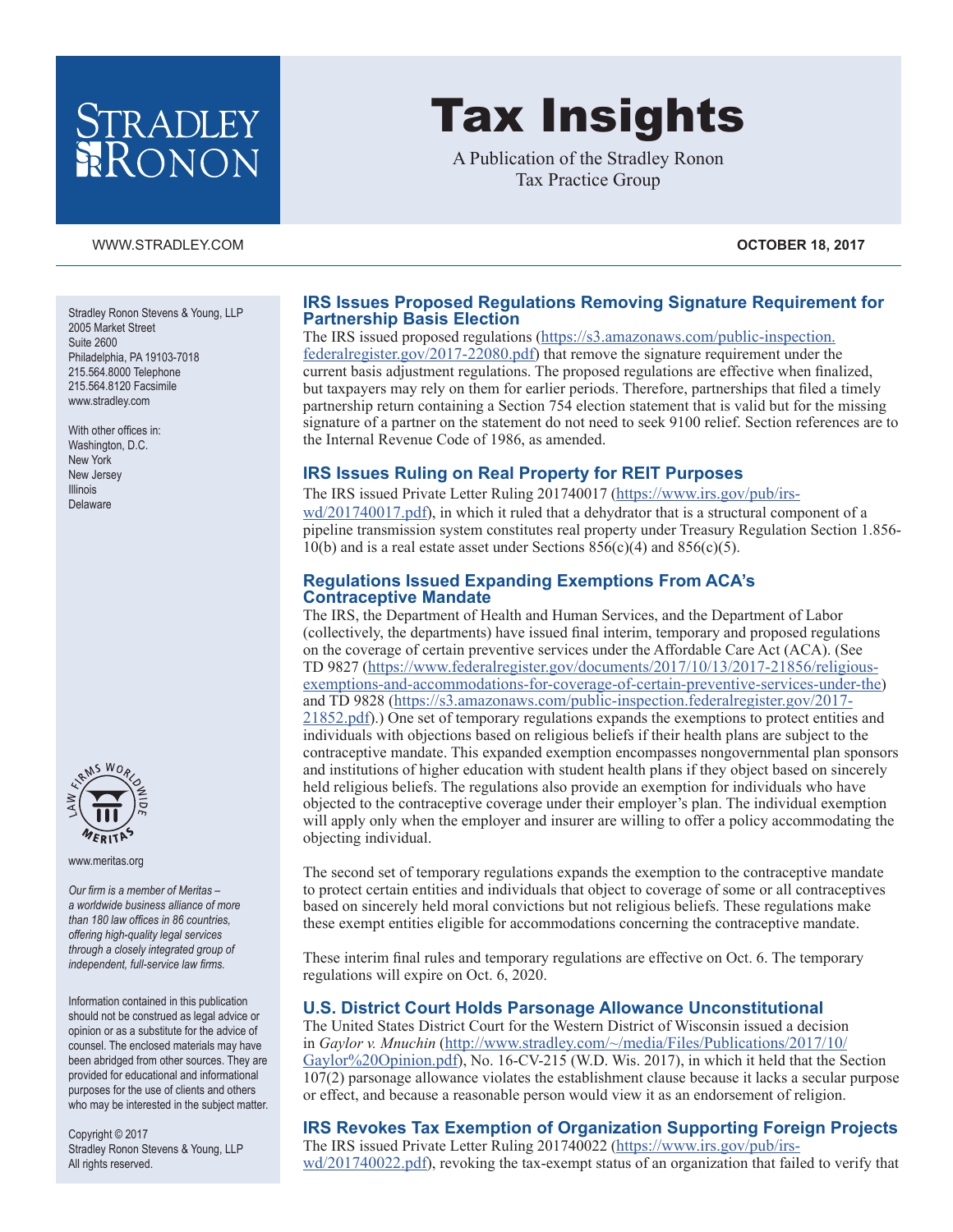# Tax Insights

A Publication of the Stradley Ronon Tax Practice Group

WWW.STRADLEY.COM

**OCTOBER 18, 2017**

Stradley Ronon Stevens & Young, LLP
2005 Market Street
Suite 2600
Philadelphia, PA 19103-7018
215.564.8000 Telephone
215.564.8120 Facsimile
www.stradley.com

With other offices in:
Washington, D.C.
New York
New Jersey
Illinois
Delaware

www.meritas.org

*Our firm is a member of Meritas – a worldwide business alliance of more than 180 law offices in 86 countries, offering high-quality legal services through a closely integrated group of independent, full-service law firms.*

Information contained in this publication should not be construed as legal advice or opinion or as a substitute for the advice of counsel. The enclosed materials may have been abridged from other sources. They are provided for educational and informational purposes for the use of clients and others who may be interested in the subject matter.

Copyright © 2017
Stradley Ronon Stevens & Young, LLP
All rights reserved.

## IRS Issues Proposed Regulations Removing Signature Requirement for Partnership Basis Election

The IRS issued proposed regulations (https://s3.amazonaws.com/public-inspection.federalregister.gov/2017-22080.pdf) that remove the signature requirement under the current basis adjustment regulations. The proposed regulations are effective when finalized, but taxpayers may rely on them for earlier periods. Therefore, partnerships that filed a timely partnership return containing a Section 754 election statement that is valid but for the missing signature of a partner on the statement do not need to seek 9100 relief. Section references are to the Internal Revenue Code of 1986, as amended.

## IRS Issues Ruling on Real Property for REIT Purposes

The IRS issued Private Letter Ruling 201740017 (https://www.irs.gov/pub/irs-wd/201740017.pdf), in which it ruled that a dehydrator that is a structural component of a pipeline transmission system constitutes real property under Treasury Regulation Section 1.856-10(b) and is a real estate asset under Sections 856(c)(4) and 856(c)(5).

## Regulations Issued Expanding Exemptions From ACA's Contraceptive Mandate

The IRS, the Department of Health and Human Services, and the Department of Labor (collectively, the departments) have issued final interim, temporary and proposed regulations on the coverage of certain preventive services under the Affordable Care Act (ACA). (See TD 9827 (https://www.federalregister.gov/documents/2017/10/13/2017-21856/religious-exemptions-and-accommodations-for-coverage-of-certain-preventive-services-under-the) and TD 9828 (https://s3.amazonaws.com/public-inspection.federalregister.gov/2017-21852.pdf).) One set of temporary regulations expands the exemptions to protect entities and individuals with objections based on religious beliefs if their health plans are subject to the contraceptive mandate. This expanded exemption encompasses nongovernmental plan sponsors and institutions of higher education with student health plans if they object based on sincerely held religious beliefs. The regulations also provide an exemption for individuals who have objected to the contraceptive coverage under their employer's plan. The individual exemption will apply only when the employer and insurer are willing to offer a policy accommodating the objecting individual.

The second set of temporary regulations expands the exemption to the contraceptive mandate to protect certain entities and individuals that object to coverage of some or all contraceptives based on sincerely held moral convictions but not religious beliefs. These regulations make these exempt entities eligible for accommodations concerning the contraceptive mandate.

These interim final rules and temporary regulations are effective on Oct. 6. The temporary regulations will expire on Oct. 6, 2020.

## U.S. District Court Holds Parsonage Allowance Unconstitutional

The United States District Court for the Western District of Wisconsin issued a decision in *Gaylor v. Mnuchin* (http://www.stradley.com/~/media/Files/Publications/2017/10/Gaylor%20Opinion.pdf), No. 16-CV-215 (W.D. Wis. 2017), in which it held that the Section 107(2) parsonage allowance violates the establishment clause because it lacks a secular purpose or effect, and because a reasonable person would view it as an endorsement of religion.

## IRS Revokes Tax Exemption of Organization Supporting Foreign Projects

The IRS issued Private Letter Ruling 201740022 (https://www.irs.gov/pub/irs-wd/201740022.pdf), revoking the tax-exempt status of an organization that failed to verify that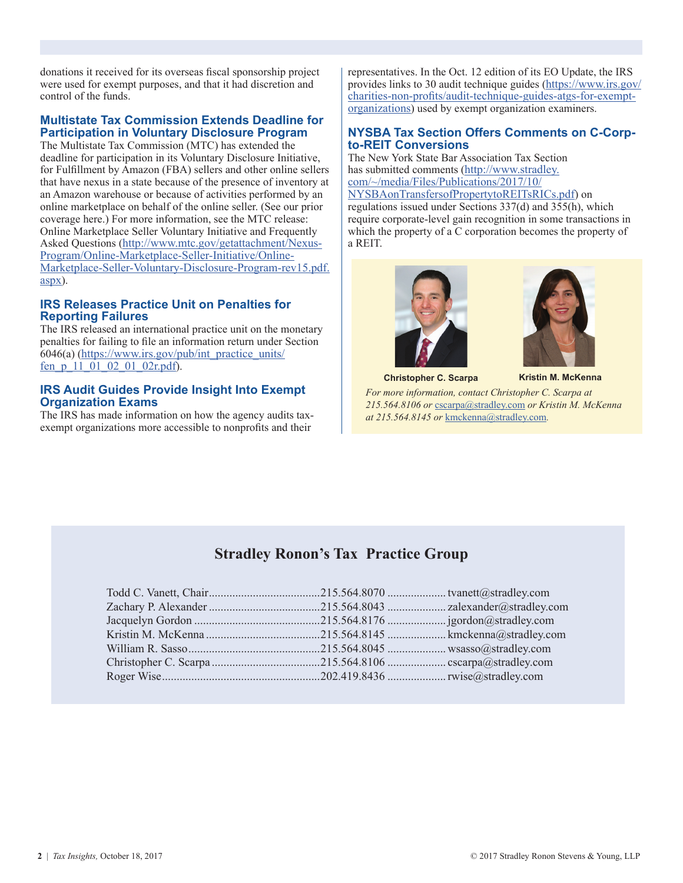donations it received for its overseas fiscal sponsorship project were used for exempt purposes, and that it had discretion and control of the funds.

### Multistate Tax Commission Extends Deadline for Participation in Voluntary Disclosure Program

The Multistate Tax Commission (MTC) has extended the deadline for participation in its Voluntary Disclosure Initiative, for Fulfillment by Amazon (FBA) sellers and other online sellers that have nexus in a state because of the presence of inventory at an Amazon warehouse or because of activities performed by an online marketplace on behalf of the online seller. (See our prior coverage here.) For more information, see the MTC release: Online Marketplace Seller Voluntary Initiative and Frequently Asked Questions (http://www.mtc.gov/getattachment/Nexus-Program/Online-Marketplace-Seller-Initiative/Online-Marketplace-Seller-Voluntary-Disclosure-Program-rev15.pdf.aspx).

### IRS Releases Practice Unit on Penalties for Reporting Failures

The IRS released an international practice unit on the monetary penalties for failing to file an information return under Section 6046(a) (https://www.irs.gov/pub/int_practice_units/fen_p_11_01_02_01_02r.pdf).

### IRS Audit Guides Provide Insight Into Exempt Organization Exams

The IRS has made information on how the agency audits tax-exempt organizations more accessible to nonprofits and their representatives. In the Oct. 12 edition of its EO Update, the IRS provides links to 30 audit technique guides (https://www.irs.gov/charities-non-profits/audit-technique-guides-atgs-for-exempt-organizations) used by exempt organization examiners.

### NYSBA Tax Section Offers Comments on C-Corp-to-REIT Conversions

The New York State Bar Association Tax Section has submitted comments (http://www.stradley.com/~/media/Files/Publications/2017/10/NYSBAonTransfersofPropertytoREITsRICs.pdf) on regulations issued under Sections 337(d) and 355(h), which require corporate-level gain recognition in some transactions in which the property of a C corporation becomes the property of a REIT.

**Christopher C. Scarpa** **Kristin M. McKenna**

*For more information, contact Christopher C. Scarpa at 215.564.8106 or* cscarpa@stradley.com *or Kristin M. McKenna at 215.564.8145 or* kmckenna@stradley.com.

## Stradley Ronon's Tax Practice Group

| | | |
|---|---|---|
| Todd C. Vanett, Chair | 215.564.8070 | tvanett@stradley.com |
| Zachary P. Alexander | 215.564.8043 | zalexander@stradley.com |
| Jacquelyn Gordon | 215.564.8176 | jgordon@stradley.com |
| Kristin M. McKenna | 215.564.8145 | kmckenna@stradley.com |
| William R. Sasso | 215.564.8045 | wsasso@stradley.com |
| Christopher C. Scarpa | 215.564.8106 | cscarpa@stradley.com |
| Roger Wise | 202.419.8436 | rwise@stradley.com |

© 2017 Stradley Ronon Stevens & Young, LLP